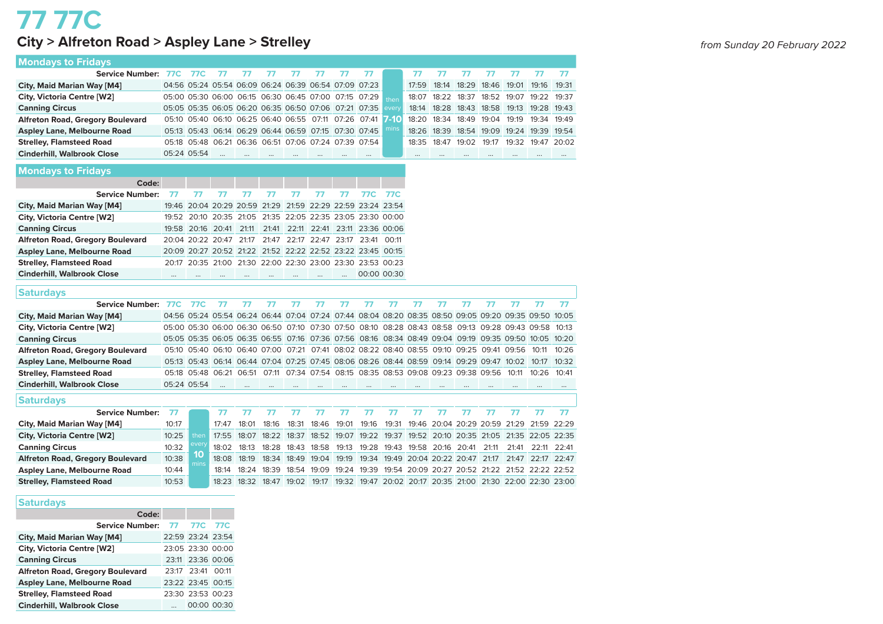# 77 77C

## City > Alfreton Road > Aspley Lane > Strelley

*from Sunday 20 February 2022*

### Mondays to Fridays

| Service Number: | 77C | 77C | 77 | 77 | 77 | 77 | 77 | 77 | 77 | | 77 | 77 | 77 | 77 | 77 | 77 | 77 |
|---|---|---|---|---|---|---|---|---|---|---|---|---|---|---|---|---|---|
| City, Maid Marian Way [M4] | 04:56 | 05:24 | 05:54 | 06:09 | 06:24 | 06:39 | 06:54 | 07:09 | 07:23 | then every 7-10 mins | 17:59 | 18:14 | 18:29 | 18:46 | 19:01 | 19:16 | 19:31 |
| City, Victoria Centre [W2] | 05:00 | 05:30 | 06:00 | 06:15 | 06:30 | 06:45 | 07:00 | 07:15 | 07:29 | | 18:07 | 18:22 | 18:37 | 18:52 | 19:07 | 19:22 | 19:37 |
| Canning Circus | 05:05 | 05:35 | 06:05 | 06:20 | 06:35 | 06:50 | 07:06 | 07:21 | 07:35 | | 18:14 | 18:28 | 18:43 | 18:58 | 19:13 | 19:28 | 19:43 |
| Alfreton Road, Gregory Boulevard | 05:10 | 05:40 | 06:10 | 06:25 | 06:40 | 06:55 | 07:11 | 07:26 | 07:41 | | 18:20 | 18:34 | 18:49 | 19:04 | 19:19 | 19:34 | 19:49 |
| Aspley Lane, Melbourne Road | 05:13 | 05:43 | 06:14 | 06:29 | 06:44 | 06:59 | 07:15 | 07:30 | 07:45 | | 18:26 | 18:39 | 18:54 | 19:09 | 19:24 | 19:39 | 19:54 |
| Strelley, Flamsteed Road | 05:18 | 05:48 | 06:21 | 06:36 | 06:51 | 07:06 | 07:24 | 07:39 | 07:54 | | 18:35 | 18:47 | 19:02 | 19:17 | 19:32 | 19:47 | 20:02 |
| Cinderhill, Walbrook Close | 05:24 | 05:54 | ... | ... | ... | ... | ... | ... | ... | | ... | ... | ... | ... | ... | ... | ... |

### Mondays to Fridays

| Code: | | | | | | | | | | |
|---|---|---|---|---|---|---|---|---|---|---|
| Service Number: | 77 | 77 | 77 | 77 | 77 | 77 | 77 | 77 | 77C | 77C |
| City, Maid Marian Way [M4] | 19:46 | 20:04 | 20:29 | 20:59 | 21:29 | 21:59 | 22:29 | 22:59 | 23:24 | 23:54 |
| City, Victoria Centre [W2] | 19:52 | 20:10 | 20:35 | 21:05 | 21:35 | 22:05 | 22:35 | 23:05 | 23:30 | 00:00 |
| Canning Circus | 19:58 | 20:16 | 20:41 | 21:11 | 21:41 | 22:11 | 22:41 | 23:11 | 23:36 | 00:06 |
| Alfreton Road, Gregory Boulevard | 20:04 | 20:22 | 20:47 | 21:17 | 21:47 | 22:17 | 22:47 | 23:17 | 23:41 | 00:11 |
| Aspley Lane, Melbourne Road | 20:09 | 20:27 | 20:52 | 21:22 | 21:52 | 22:22 | 22:52 | 23:22 | 23:45 | 00:15 |
| Strelley, Flamsteed Road | 20:17 | 20:35 | 21:00 | 21:30 | 22:00 | 22:30 | 23:00 | 23:30 | 23:53 | 00:23 |
| Cinderhill, Walbrook Close | ... | ... | ... | ... | ... | ... | ... | ... | 00:00 | 00:30 |

### Saturdays

| Service Number: | 77C | 77C | 77 | 77 | 77 | 77 | 77 | 77 | 77 | 77 | 77 | 77 | 77 | 77 | 77 | 77 | 77 |
|---|---|---|---|---|---|---|---|---|---|---|---|---|---|---|---|---|---|
| City, Maid Marian Way [M4] | 04:56 | 05:24 | 05:54 | 06:24 | 06:44 | 07:04 | 07:24 | 07:44 | 08:04 | 08:20 | 08:35 | 08:50 | 09:05 | 09:20 | 09:35 | 09:50 | 10:05 |
| City, Victoria Centre [W2] | 05:00 | 05:30 | 06:00 | 06:30 | 06:50 | 07:10 | 07:30 | 07:50 | 08:10 | 08:28 | 08:43 | 08:58 | 09:13 | 09:28 | 09:43 | 09:58 | 10:13 |
| Canning Circus | 05:05 | 05:35 | 06:05 | 06:35 | 06:55 | 07:16 | 07:36 | 07:56 | 08:16 | 08:34 | 08:49 | 09:04 | 09:19 | 09:35 | 09:50 | 10:05 | 10:20 |
| Alfreton Road, Gregory Boulevard | 05:10 | 05:40 | 06:10 | 06:40 | 07:00 | 07:21 | 07:41 | 08:02 | 08:22 | 08:40 | 08:55 | 09:10 | 09:25 | 09:41 | 09:56 | 10:11 | 10:26 |
| Aspley Lane, Melbourne Road | 05:13 | 05:43 | 06:14 | 06:44 | 07:04 | 07:25 | 07:45 | 08:06 | 08:26 | 08:44 | 08:59 | 09:14 | 09:29 | 09:47 | 10:02 | 10:17 | 10:32 |
| Strelley, Flamsteed Road | 05:18 | 05:48 | 06:21 | 06:51 | 07:11 | 07:34 | 07:54 | 08:15 | 08:35 | 08:53 | 09:08 | 09:23 | 09:38 | 09:56 | 10:11 | 10:26 | 10:41 |
| Cinderhill, Walbrook Close | 05:24 | 05:54 | ... | ... | ... | ... | ... | ... | ... | ... | ... | ... | ... | ... | ... | ... | ... |

### Saturdays

| Service Number: | 77 | | 77 | 77 | 77 | 77 | 77 | 77 | 77 | 77 | 77 | 77 | 77 | 77 | 77 | 77 | 77 |
|---|---|---|---|---|---|---|---|---|---|---|---|---|---|---|---|---|---|
| City, Maid Marian Way [M4] | 10:17 | then every 10 mins | 17:47 | 18:01 | 18:16 | 18:31 | 18:46 | 19:01 | 19:16 | 19:31 | 19:46 | 20:04 | 20:29 | 20:59 | 21:29 | 21:59 | 22:29 |
| City, Victoria Centre [W2] | 10:25 | | 17:55 | 18:07 | 18:22 | 18:37 | 18:52 | 19:07 | 19:22 | 19:37 | 19:52 | 20:10 | 20:35 | 21:05 | 21:35 | 22:05 | 22:35 |
| Canning Circus | 10:32 | | 18:02 | 18:13 | 18:28 | 18:43 | 18:58 | 19:13 | 19:28 | 19:43 | 19:58 | 20:16 | 20:41 | 21:11 | 21:41 | 22:11 | 22:41 |
| Alfreton Road, Gregory Boulevard | 10:38 | | 18:08 | 18:19 | 18:34 | 18:49 | 19:04 | 19:19 | 19:34 | 19:49 | 20:04 | 20:22 | 20:47 | 21:17 | 21:47 | 22:17 | 22:47 |
| Aspley Lane, Melbourne Road | 10:44 | | 18:14 | 18:24 | 18:39 | 18:54 | 19:09 | 19:24 | 19:39 | 19:54 | 20:09 | 20:27 | 20:52 | 21:22 | 21:52 | 22:22 | 22:52 |
| Strelley, Flamsteed Road | 10:53 | | 18:23 | 18:32 | 18:47 | 19:02 | 19:17 | 19:32 | 19:47 | 20:02 | 20:17 | 20:35 | 21:00 | 21:30 | 22:00 | 22:30 | 23:00 |

### Saturdays

| Code: | | | |
|---|---|---|---|
| Service Number: | 77 | 77C | 77C |
| City, Maid Marian Way [M4] | 22:59 | 23:24 | 23:54 |
| City, Victoria Centre [W2] | 23:05 | 23:30 | 00:00 |
| Canning Circus | 23:11 | 23:36 | 00:06 |
| Alfreton Road, Gregory Boulevard | 23:17 | 23:41 | 00:11 |
| Aspley Lane, Melbourne Road | 23:22 | 23:45 | 00:15 |
| Strelley, Flamsteed Road | 23:30 | 23:53 | 00:23 |
| Cinderhill, Walbrook Close | ... | 00:00 | 00:30 |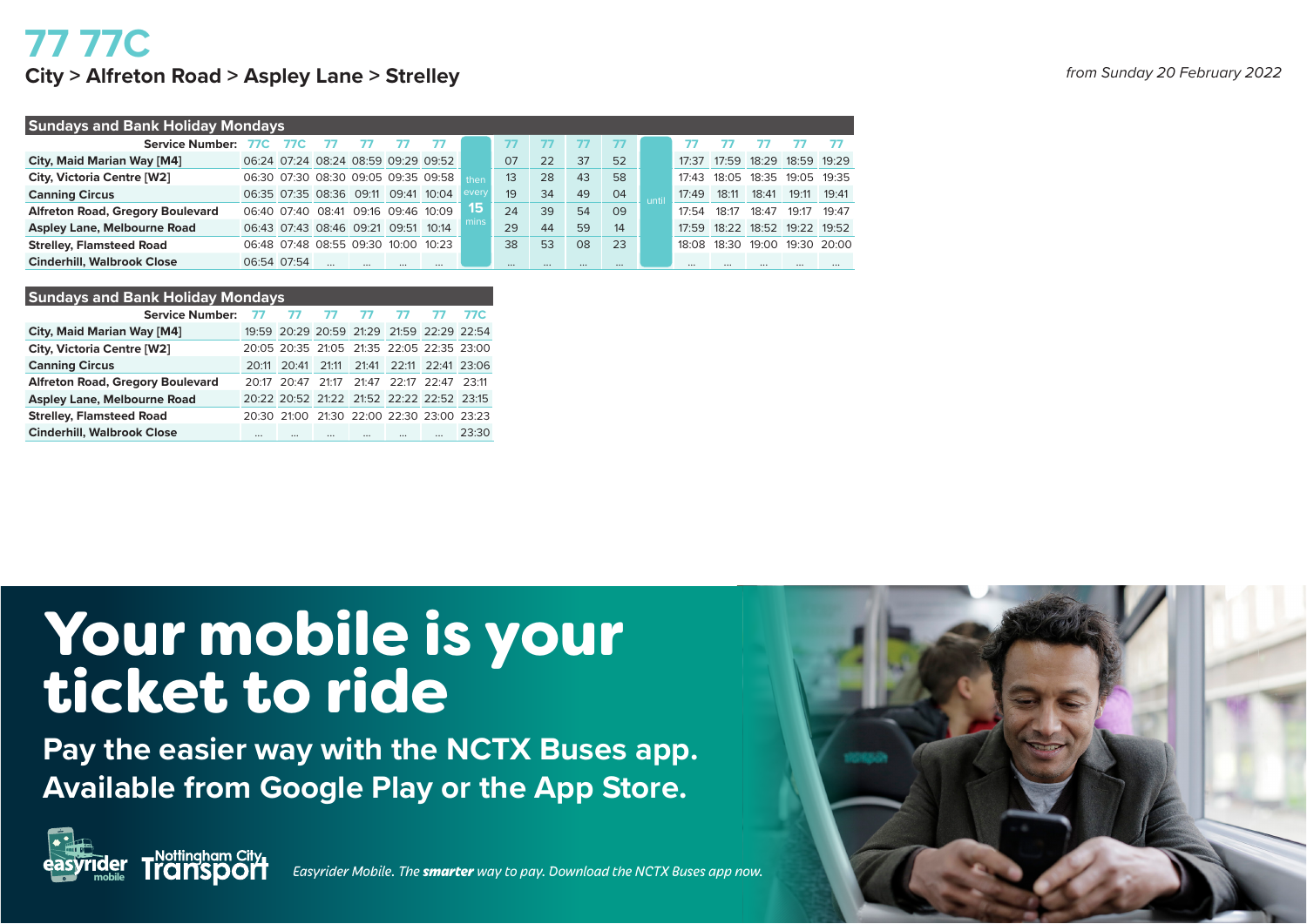# 77 77C

## City > Alfreton Road > Aspley Lane > Strelley

*from Sunday 20 February 2022*

### Sundays and Bank Holiday Mondays

| Service Number: | 77C | 77C | 77 | 77 | 77 | 77 | | 77 | 77 | 77 | 77 | | 77 | 77 | 77 | 77 | 77 |
|---|---|---|---|---|---|---|---|---|---|---|---|---|---|---|---|---|---|
| City, Maid Marian Way [M4] | 06:24 | 07:24 | 08:24 | 08:59 | 09:29 | 09:52 | then every 15 mins | 07 | 22 | 37 | 52 | until | 17:37 | 17:59 | 18:29 | 18:59 | 19:29 |
| City, Victoria Centre [W2] | 06:30 | 07:30 | 08:30 | 09:05 | 09:35 | 09:58 | | 13 | 28 | 43 | 58 | | 17:43 | 18:05 | 18:35 | 19:05 | 19:35 |
| Canning Circus | 06:35 | 07:35 | 08:36 | 09:11 | 09:41 | 10:04 | | 19 | 34 | 49 | 04 | | 17:49 | 18:11 | 18:41 | 19:11 | 19:41 |
| Alfreton Road, Gregory Boulevard | 06:40 | 07:40 | 08:41 | 09:16 | 09:46 | 10:09 | | 24 | 39 | 54 | 09 | | 17:54 | 18:17 | 18:47 | 19:17 | 19:47 |
| Aspley Lane, Melbourne Road | 06:43 | 07:43 | 08:46 | 09:21 | 09:51 | 10:14 | | 29 | 44 | 59 | 14 | | 17:59 | 18:22 | 18:52 | 19:22 | 19:52 |
| Strelley, Flamsteed Road | 06:48 | 07:48 | 08:55 | 09:30 | 10:00 | 10:23 | | 38 | 53 | 08 | 23 | | 18:08 | 18:30 | 19:00 | 19:30 | 20:00 |
| Cinderhill, Walbrook Close | 06:54 | 07:54 | ... | ... | ... | ... | | ... | ... | ... | ... | | ... | ... | ... | ... | ... |

### Sundays and Bank Holiday Mondays

| Service Number: | 77 | 77 | 77 | 77 | 77 | 77 | 77C |
|---|---|---|---|---|---|---|---|
| City, Maid Marian Way [M4] | 19:59 | 20:29 | 20:59 | 21:29 | 21:59 | 22:29 | 22:54 |
| City, Victoria Centre [W2] | 20:05 | 20:35 | 21:05 | 21:35 | 22:05 | 22:35 | 23:00 |
| Canning Circus | 20:11 | 20:41 | 21:11 | 21:41 | 22:11 | 22:41 | 23:06 |
| Alfreton Road, Gregory Boulevard | 20:17 | 20:47 | 21:17 | 21:47 | 22:17 | 22:47 | 23:11 |
| Aspley Lane, Melbourne Road | 20:22 | 20:52 | 21:22 | 21:52 | 22:22 | 22:52 | 23:15 |
| Strelley, Flamsteed Road | 20:30 | 21:00 | 21:30 | 22:00 | 22:30 | 23:00 | 23:23 |
| Cinderhill, Walbrook Close | ... | ... | ... | ... | ... | ... | 23:30 |

# Your mobile is your ticket to ride

**Pay the easier way with the NCTX Buses app. Available from Google Play or the App Store.**

easyrider mobile — Nottingham City Transport

*Easyrider Mobile. The **smarter** way to pay. Download the NCTX Buses app now.*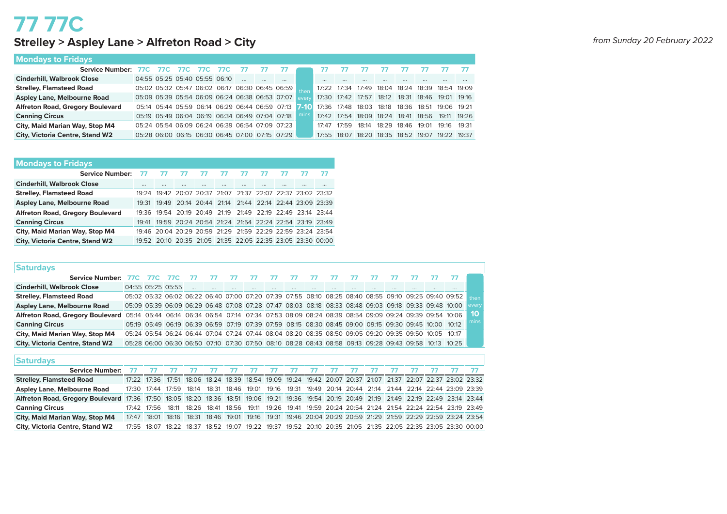# 77 77C

## Strelley > Aspley Lane > Alfreton Road > City

*from Sunday 20 February 2022*

### Mondays to Fridays

| Service Number: | 77C | 77C | 77C | 77C | 77C | 77 | 77 | 77 | | 77 | 77 | 77 | 77 | 77 | 77 | 77 | 77 |
|---|---|---|---|---|---|---|---|---|---|---|---|---|---|---|---|---|---|
| Cinderhill, Walbrook Close | 04:55 | 05:25 | 05:40 | 05:55 | 06:10 | ... | ... | ... | then every 7-10 mins | ... | ... | ... | ... | ... | ... | ... | ... |
| Strelley, Flamstead Road | 05:02 | 05:32 | 05:47 | 06:02 | 06:17 | 06:30 | 06:45 | 06:59 | | 17:22 | 17:34 | 17:49 | 18:04 | 18:24 | 18:39 | 18:54 | 19:09 |
| Aspley Lane, Melbourne Road | 05:09 | 05:39 | 05:54 | 06:09 | 06:24 | 06:38 | 06:53 | 07:07 | | 17:30 | 17:42 | 17:57 | 18:12 | 18:31 | 18:46 | 19:01 | 19:16 |
| Alfreton Road, Gregory Boulevard | 05:14 | 05:44 | 05:59 | 06:14 | 06:29 | 06:44 | 06:59 | 07:13 | | 17:36 | 17:48 | 18:03 | 18:18 | 18:36 | 18:51 | 19:06 | 19:21 |
| Canning Circus | 05:19 | 05:49 | 06:04 | 06:19 | 06:34 | 06:49 | 07:04 | 07:18 | | 17:42 | 17:54 | 18:09 | 18:24 | 18:41 | 18:56 | 19:11 | 19:26 |
| City, Maid Marian Way, Stop M4 | 05:24 | 05:54 | 06:09 | 06:24 | 06:39 | 06:54 | 07:09 | 07:23 | | 17:47 | 17:59 | 18:14 | 18:29 | 18:46 | 19:01 | 19:16 | 19:31 |
| City, Victoria Centre, Stand W2 | 05:28 | 06:00 | 06:15 | 06:30 | 06:45 | 07:00 | 07:15 | 07:29 | | 17:55 | 18:07 | 18:20 | 18:35 | 18:52 | 19:07 | 19:22 | 19:37 |

### Mondays to Fridays

| Service Number: | 77 | 77 | 77 | 77 | 77 | 77 | 77 | 77 | 77 | 77 |
|---|---|---|---|---|---|---|---|---|---|---|
| Cinderhill, Walbrook Close | ... | ... | ... | ... | ... | ... | ... | ... | ... | ... |
| Strelley, Flamstead Road | 19:24 | 19:42 | 20:07 | 20:37 | 21:07 | 21:37 | 22:07 | 22:37 | 23:02 | 23:32 |
| Aspley Lane, Melbourne Road | 19:31 | 19:49 | 20:14 | 20:44 | 21:14 | 21:44 | 22:14 | 22:44 | 23:09 | 23:39 |
| Alfreton Road, Gregory Boulevard | 19:36 | 19:54 | 20:19 | 20:49 | 21:19 | 21:49 | 22:19 | 22:49 | 23:14 | 23:44 |
| Canning Circus | 19:41 | 19:59 | 20:24 | 20:54 | 21:24 | 21:54 | 22:24 | 22:54 | 23:19 | 23:49 |
| City, Maid Marian Way, Stop M4 | 19:46 | 20:04 | 20:29 | 20:59 | 21:29 | 21:59 | 22:29 | 22:59 | 23:24 | 23:54 |
| City, Victoria Centre, Stand W2 | 19:52 | 20:10 | 20:35 | 21:05 | 21:35 | 22:05 | 22:35 | 23:05 | 23:30 | 00:00 |

### Saturdays

| Service Number: | 77C | 77C | 77C | 77 | 77 | 77 | 77 | 77 | 77 | 77 | 77 | 77 | 77 | 77 | 77 | 77 | 77 | |
|---|---|---|---|---|---|---|---|---|---|---|---|---|---|---|---|---|---|---|
| Cinderhill, Walbrook Close | 04:55 | 05:25 | 05:55 | ... | ... | ... | ... | ... | ... | ... | ... | ... | ... | ... | ... | ... | ... | then every 10 mins |
| Strelley, Flamstead Road | 05:02 | 05:32 | 06:02 | 06:22 | 06:40 | 07:00 | 07:20 | 07:39 | 07:55 | 08:10 | 08:25 | 08:40 | 08:55 | 09:10 | 09:25 | 09:40 | 09:52 | |
| Aspley Lane, Melbourne Road | 05:09 | 05:39 | 06:09 | 06:29 | 06:48 | 07:08 | 07:28 | 07:47 | 08:03 | 08:18 | 08:33 | 08:48 | 09:03 | 09:18 | 09:33 | 09:48 | 10:00 | |
| Alfreton Road, Gregory Boulevard | 05:14 | 05:44 | 06:14 | 06:34 | 06:54 | 07:14 | 07:34 | 07:53 | 08:09 | 08:24 | 08:39 | 08:54 | 09:09 | 09:24 | 09:39 | 09:54 | 10:06 | |
| Canning Circus | 05:19 | 05:49 | 06:19 | 06:39 | 06:59 | 07:19 | 07:39 | 07:59 | 08:15 | 08:30 | 08:45 | 09:00 | 09:15 | 09:30 | 09:45 | 10:00 | 10:12 | |
| City, Maid Marian Way, Stop M4 | 05:24 | 05:54 | 06:24 | 06:44 | 07:04 | 07:24 | 07:44 | 08:04 | 08:20 | 08:35 | 08:50 | 09:05 | 09:20 | 09:35 | 09:50 | 10:05 | 10:17 | |
| City, Victoria Centre, Stand W2 | 05:28 | 06:00 | 06:30 | 06:50 | 07:10 | 07:30 | 07:50 | 08:10 | 08:28 | 08:43 | 08:58 | 09:13 | 09:28 | 09:43 | 09:58 | 10:13 | 10:25 | |

### Saturdays

| Service Number: | 77 | 77 | 77 | 77 | 77 | 77 | 77 | 77 | 77 | 77 | 77 | 77 | 77 | 77 | 77 | 77 | 77 | 77 |
|---|---|---|---|---|---|---|---|---|---|---|---|---|---|---|---|---|---|---|
| Strelley, Flamstead Road | 17:22 | 17:36 | 17:51 | 18:06 | 18:24 | 18:39 | 18:54 | 19:09 | 19:24 | 19:42 | 20:07 | 20:37 | 21:07 | 21:37 | 22:07 | 22:37 | 23:02 | 23:32 |
| Aspley Lane, Melbourne Road | 17:30 | 17:44 | 17:59 | 18:14 | 18:31 | 18:46 | 19:01 | 19:16 | 19:31 | 19:49 | 20:14 | 20:44 | 21:14 | 21:44 | 22:14 | 22:44 | 23:09 | 23:39 |
| Alfreton Road, Gregory Boulevard | 17:36 | 17:50 | 18:05 | 18:20 | 18:36 | 18:51 | 19:06 | 19:21 | 19:36 | 19:54 | 20:19 | 20:49 | 21:19 | 21:49 | 22:19 | 22:49 | 23:14 | 23:44 |
| Canning Circus | 17:42 | 17:56 | 18:11 | 18:26 | 18:41 | 18:56 | 19:11 | 19:26 | 19:41 | 19:59 | 20:24 | 20:54 | 21:24 | 21:54 | 22:24 | 22:54 | 23:19 | 23:49 |
| City, Maid Marian Way, Stop M4 | 17:47 | 18:01 | 18:16 | 18:31 | 18:46 | 19:01 | 19:16 | 19:31 | 19:46 | 20:04 | 20:29 | 20:59 | 21:29 | 21:59 | 22:29 | 22:59 | 23:24 | 23:54 |
| City, Victoria Centre, Stand W2 | 17:55 | 18:07 | 18:22 | 18:37 | 18:52 | 19:07 | 19:22 | 19:37 | 19:52 | 20:10 | 20:35 | 21:05 | 21:35 | 22:05 | 22:35 | 23:05 | 23:30 | 00:00 |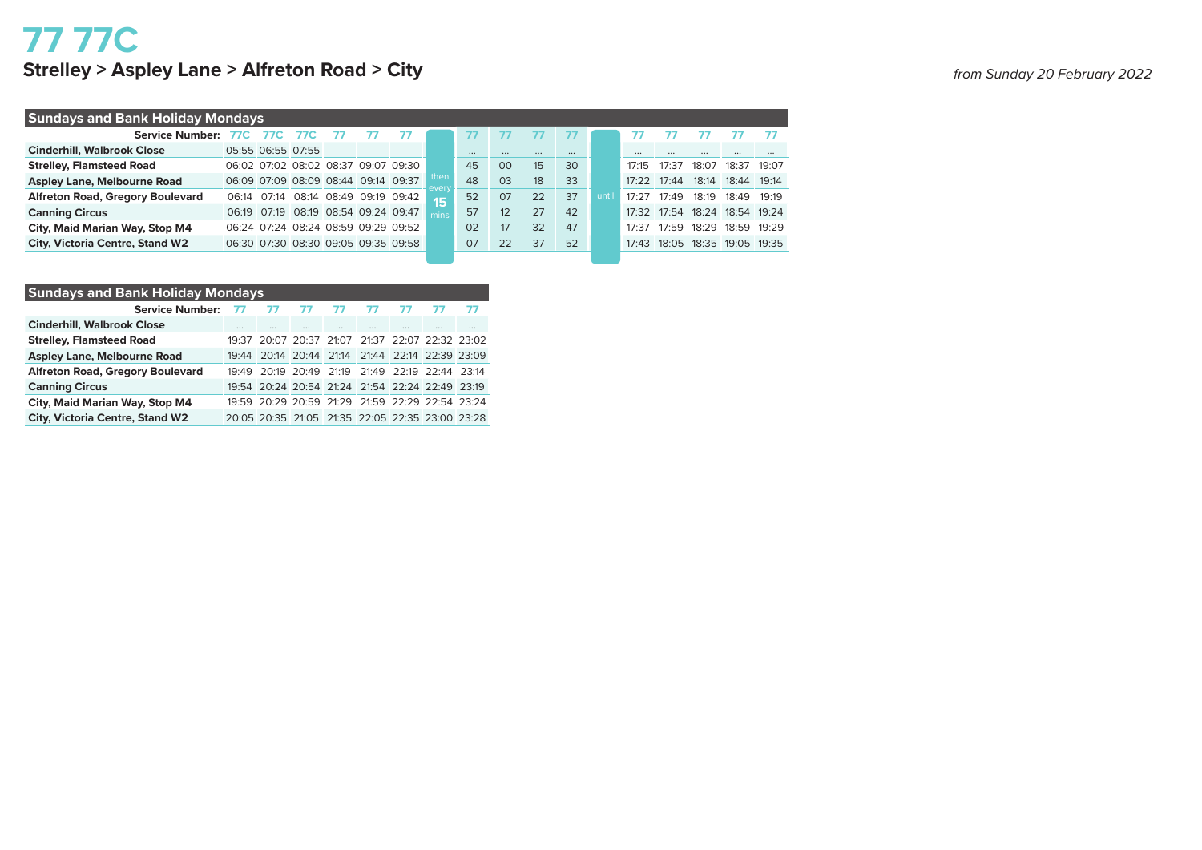# 77 77C

## Strelley > Aspley Lane > Alfreton Road > City

*from Sunday 20 February 2022*

### Sundays and Bank Holiday Mondays

| Service Number: | 77C | 77C | 77C | 77 | 77 | 77 | | 77 | 77 | 77 | 77 | | 77 | 77 | 77 | 77 | 77 |
|---|---|---|---|---|---|---|---|---|---|---|---|---|---|---|---|---|---|
| Cinderhill, Walbrook Close | 05:55 | 06:55 | 07:55 | | | | then every 15 mins | ... | ... | ... | ... | until | ... | ... | ... | ... | ... |
| Strelley, Flamsteed Road | 06:02 | 07:02 | 08:02 | 08:37 | 09:07 | 09:30 | | 45 | 00 | 15 | 30 | | 17:15 | 17:37 | 18:07 | 18:37 | 19:07 |
| Aspley Lane, Melbourne Road | 06:09 | 07:09 | 08:09 | 08:44 | 09:14 | 09:37 | | 48 | 03 | 18 | 33 | | 17:22 | 17:44 | 18:14 | 18:44 | 19:14 |
| Alfreton Road, Gregory Boulevard | 06:14 | 07:14 | 08:14 | 08:49 | 09:19 | 09:42 | | 52 | 07 | 22 | 37 | | 17:27 | 17:49 | 18:19 | 18:49 | 19:19 |
| Canning Circus | 06:19 | 07:19 | 08:19 | 08:54 | 09:24 | 09:47 | | 57 | 12 | 27 | 42 | | 17:32 | 17:54 | 18:24 | 18:54 | 19:24 |
| City, Maid Marian Way, Stop M4 | 06:24 | 07:24 | 08:24 | 08:59 | 09:29 | 09:52 | | 02 | 17 | 32 | 47 | | 17:37 | 17:59 | 18:29 | 18:59 | 19:29 |
| City, Victoria Centre, Stand W2 | 06:30 | 07:30 | 08:30 | 09:05 | 09:35 | 09:58 | | 07 | 22 | 37 | 52 | | 17:43 | 18:05 | 18:35 | 19:05 | 19:35 |

### Sundays and Bank Holiday Mondays

| Service Number: | 77 | 77 | 77 | 77 | 77 | 77 | 77 | 77 |
|---|---|---|---|---|---|---|---|---|
| Cinderhill, Walbrook Close | ... | ... | ... | ... | ... | ... | ... | ... |
| Strelley, Flamsteed Road | 19:37 | 20:07 | 20:37 | 21:07 | 21:37 | 22:07 | 22:32 | 23:02 |
| Aspley Lane, Melbourne Road | 19:44 | 20:14 | 20:44 | 21:14 | 21:44 | 22:14 | 22:39 | 23:09 |
| Alfreton Road, Gregory Boulevard | 19:49 | 20:19 | 20:49 | 21:19 | 21:49 | 22:19 | 22:44 | 23:14 |
| Canning Circus | 19:54 | 20:24 | 20:54 | 21:24 | 21:54 | 22:24 | 22:49 | 23:19 |
| City, Maid Marian Way, Stop M4 | 19:59 | 20:29 | 20:59 | 21:29 | 21:59 | 22:29 | 22:54 | 23:24 |
| City, Victoria Centre, Stand W2 | 20:05 | 20:35 | 21:05 | 21:35 | 22:05 | 22:35 | 23:00 | 23:28 |